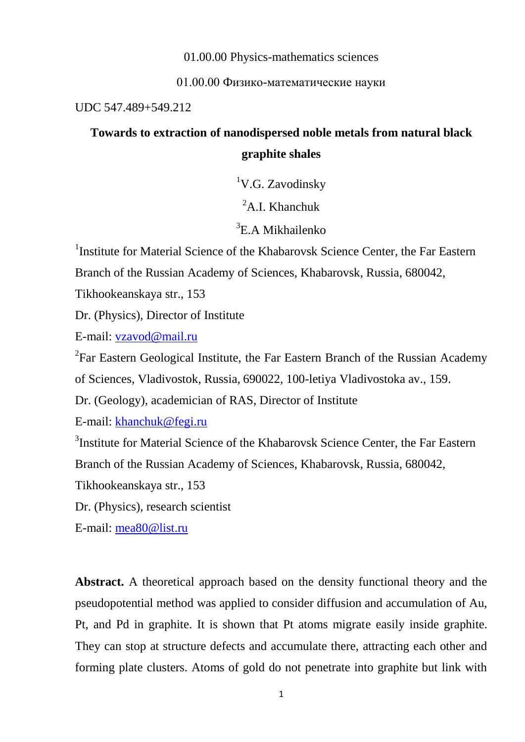01.00.00 Physics-mathematics sciences

01.00.00 Физико-математические науки

UDC 547.489+549.212

# Towards to extraction of nanodispersed noble metals from natural black graphite shales

[1]V.G. Zavodinsky

[2]A.I. Khanchuk

[3]E.A Mikhailenko

[1]Institute for Material Science of the Khabarovsk Science Center, the Far Eastern Branch of the Russian Academy of Sciences, Khabarovsk, Russia, 680042, Tikhookeanskaya str., 153

Dr. (Physics), Director of Institute

E-mail: vzavod@mail.ru

[2]Far Eastern Geological Institute, the Far Eastern Branch of the Russian Academy of Sciences, Vladivostok, Russia, 690022, 100-letiya Vladivostoka av., 159.

Dr. (Geology), academician of RAS, Director of Institute

E-mail: khanchuk@fegi.ru

[3]Institute for Material Science of the Khabarovsk Science Center, the Far Eastern Branch of the Russian Academy of Sciences, Khabarovsk, Russia, 680042, Tikhookeanskaya str., 153

Dr. (Physics), research scientist

E-mail: mea80@list.ru

**Abstract.** A theoretical approach based on the density functional theory and the pseudopotential method was applied to consider diffusion and accumulation of Au, Pt, and Pd in graphite. It is shown that Pt atoms migrate easily inside graphite. They can stop at structure defects and accumulate there, attracting each other and forming plate clusters. Atoms of gold do not penetrate into graphite but link with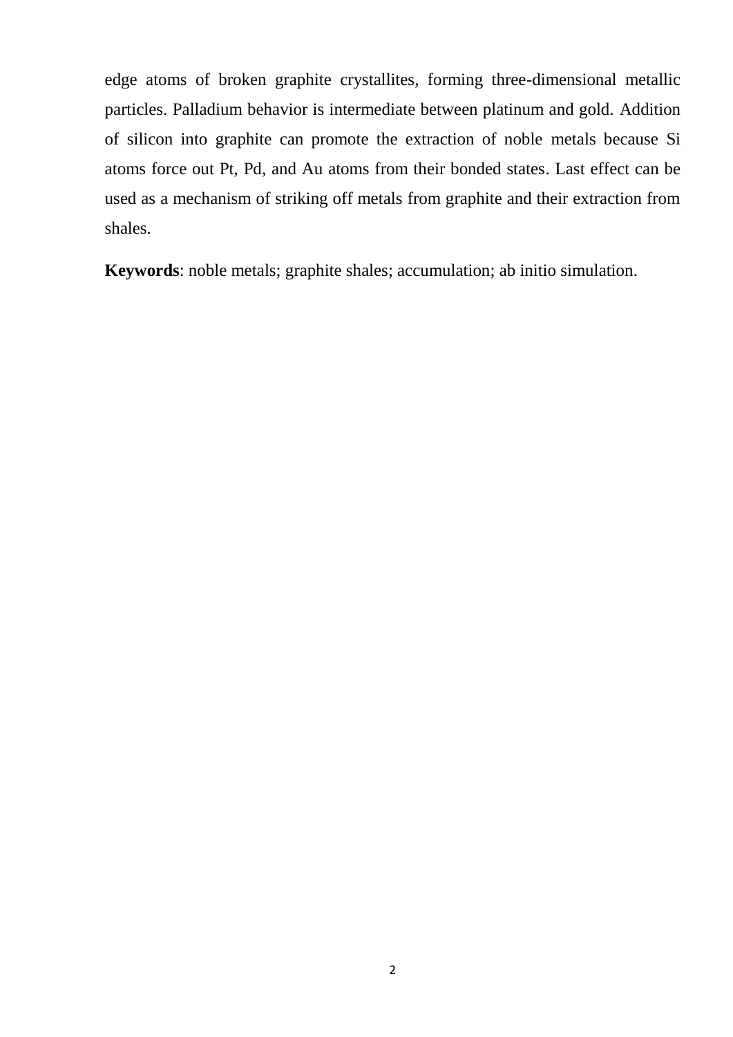edge atoms of broken graphite crystallites, forming three-dimensional metallic particles. Palladium behavior is intermediate between platinum and gold. Addition of silicon into graphite can promote the extraction of noble metals because Si atoms force out Pt, Pd, and Au atoms from their bonded states. Last effect can be used as a mechanism of striking off metals from graphite and their extraction from shales.

**Keywords**: noble metals; graphite shales; accumulation; ab initio simulation.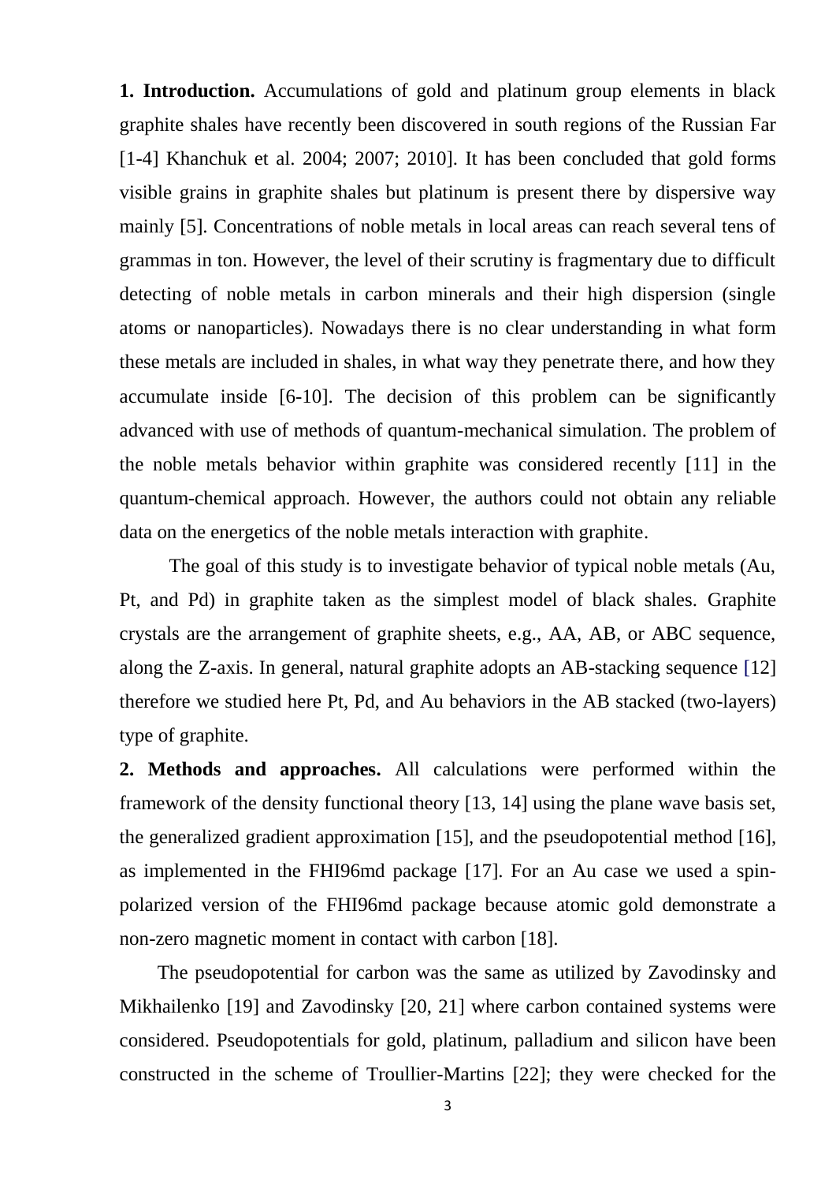**1. Introduction.** Accumulations of gold and platinum group elements in black graphite shales have recently been discovered in south regions of the Russian Far [1-4] Khanchuk et al. 2004; 2007; 2010]. It has been concluded that gold forms visible grains in graphite shales but platinum is present there by dispersive way mainly [5]. Concentrations of noble metals in local areas can reach several tens of grammas in ton. However, the level of their scrutiny is fragmentary due to difficult detecting of noble metals in carbon minerals and their high dispersion (single atoms or nanoparticles). Nowadays there is no clear understanding in what form these metals are included in shales, in what way they penetrate there, and how they accumulate inside [6-10]. The decision of this problem can be significantly advanced with use of methods of quantum-mechanical simulation. The problem of the noble metals behavior within graphite was considered recently [11] in the quantum-chemical approach. However, the authors could not obtain any reliable data on the energetics of the noble metals interaction with graphite.

The goal of this study is to investigate behavior of typical noble metals (Au, Pt, and Pd) in graphite taken as the simplest model of black shales. Graphite crystals are the arrangement of graphite sheets, e.g., AA, AB, or ABC sequence, along the Z-axis. In general, natural graphite adopts an AB-stacking sequence [12] therefore we studied here Pt, Pd, and Au behaviors in the AB stacked (two-layers) type of graphite.

**2. Methods and approaches.** All calculations were performed within the framework of the density functional theory [13, 14] using the plane wave basis set, the generalized gradient approximation [15], and the pseudopotential method [16], as implemented in the FHI96md package [17]. For an Au case we used a spin-polarized version of the FHI96md package because atomic gold demonstrate a non-zero magnetic moment in contact with carbon [18].

The pseudopotential for carbon was the same as utilized by Zavodinsky and Mikhailenko [19] and Zavodinsky [20, 21] where carbon contained systems were considered. Pseudopotentials for gold, platinum, palladium and silicon have been constructed in the scheme of Troullier-Martins [22]; they were checked for the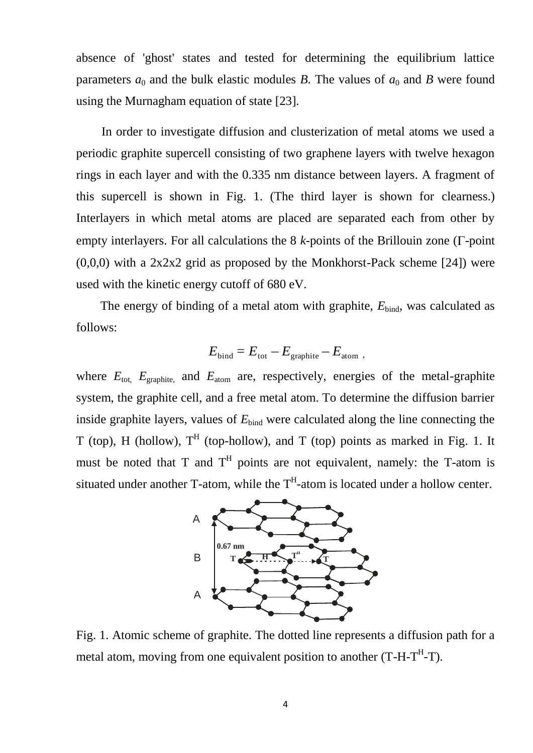absence of 'ghost' states and tested for determining the equilibrium lattice parameters $a_0$ and the bulk elastic modules $B$. The values of $a_0$ and $B$ were found using the Murnagham equation of state [23].

In order to investigate diffusion and clusterization of metal atoms we used a periodic graphite supercell consisting of two graphene layers with twelve hexagon rings in each layer and with the 0.335 nm distance between layers. A fragment of this supercell is shown in Fig. 1. (The third layer is shown for clearness.) Interlayers in which metal atoms are placed are separated each from other by empty interlayers. For all calculations the 8 $k$-points of the Brillouin zone ($\Gamma$-point (0,0,0) with a 2x2x2 grid as proposed by the Monkhorst-Pack scheme [24]) were used with the kinetic energy cutoff of 680 eV.

The energy of binding of a metal atom with graphite, $E_{\text{bind}}$, was calculated as follows:

$$E_{\text{bind}} = E_{\text{tot}} - E_{\text{graphite}} - E_{\text{atom}} \ ,$$

where $E_{\text{tot}}$, $E_{\text{graphite}}$, and $E_{\text{atom}}$ are, respectively, energies of the metal-graphite system, the graphite cell, and a free metal atom. To determine the diffusion barrier inside graphite layers, values of $E_{\text{bind}}$ were calculated along the line connecting the T (top), H (hollow), $T^H$ (top-hollow), and T (top) points as marked in Fig. 1. It must be noted that T and $T^H$ points are not equivalent, namely: the T-atom is situated under another T-atom, while the $T^H$-atom is located under a hollow center.

Fig. 1. Atomic scheme of graphite. The dotted line represents a diffusion path for a metal atom, moving from one equivalent position to another (T-H-$T^H$-T).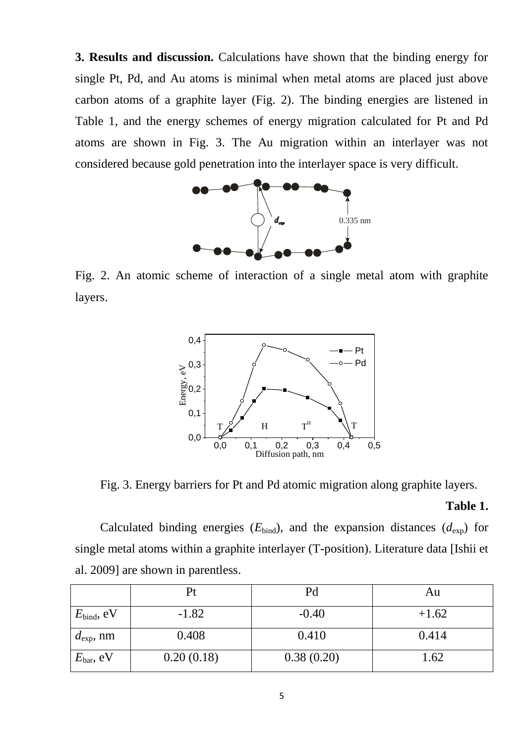**3. Results and discussion.** Calculations have shown that the binding energy for single Pt, Pd, and Au atoms is minimal when metal atoms are placed just above carbon atoms of a graphite layer (Fig. 2). The binding energies are listened in Table 1, and the energy schemes of energy migration calculated for Pt and Pd atoms are shown in Fig. 3. The Au migration within an interlayer was not considered because gold penetration into the interlayer space is very difficult.

$d_{exp}$

0.335 nm

Fig. 2. An atomic scheme of interaction of a single metal atom with graphite layers.

Pt
Pd
Energy, eV
0,0
0,1
0,2
0,3
0,4
Diffusion path, nm
0,0
0,1
0,2
0,3
0,4
0,5
T
H
T[H]
T

Fig. 3. Energy barriers for Pt and Pd atomic migration along graphite layers.

**Table 1.**

Calculated binding energies ($E_{bind}$), and the expansion distances ($d_{exp}$) for single metal atoms within a graphite interlayer (T-position). Literature data [Ishii et al. 2009] are shown in parentless.

| | Pt | Pd | Au |
|---|---|---|---|
| $E_{bind}$, eV | -1.82 | -0.40 | +1.62 |
| $d_{exp}$, nm | 0.408 | 0.410 | 0.414 |
| $E_{bar}$, eV | 0.20 (0.18) | 0.38 (0.20) | 1.62 |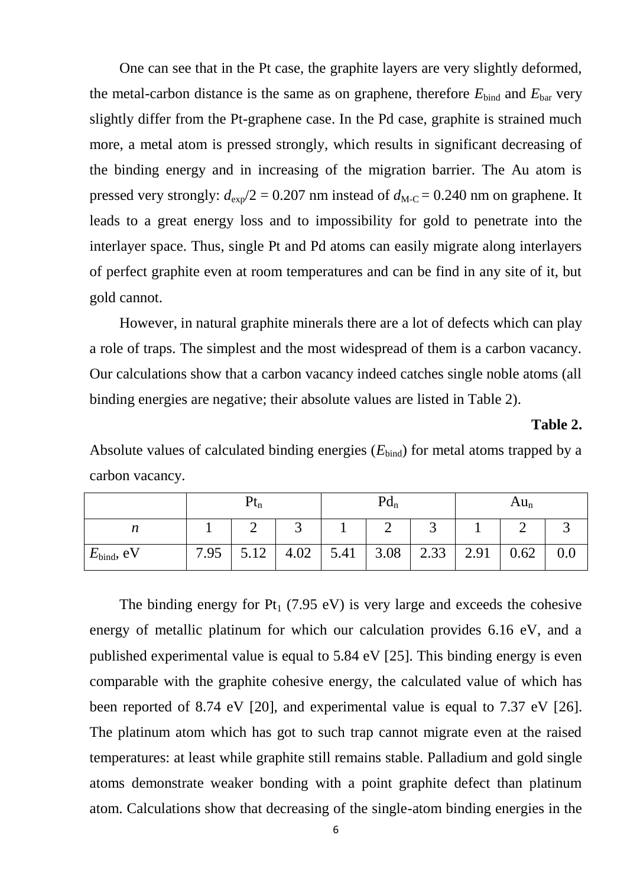One can see that in the Pt case, the graphite layers are very slightly deformed, the metal-carbon distance is the same as on graphene, therefore $E_{bind}$ and $E_{bar}$ very slightly differ from the Pt-graphene case. In the Pd case, graphite is strained much more, a metal atom is pressed strongly, which results in significant decreasing of the binding energy and in increasing of the migration barrier. The Au atom is pressed very strongly: $d_{exp}/2 = 0.207$ nm instead of $d_{M\text{-}C} = 0.240$ nm on graphene. It leads to a great energy loss and to impossibility for gold to penetrate into the interlayer space. Thus, single Pt and Pd atoms can easily migrate along interlayers of perfect graphite even at room temperatures and can be find in any site of it, but gold cannot.

However, in natural graphite minerals there are a lot of defects which can play a role of traps. The simplest and the most widespread of them is a carbon vacancy. Our calculations show that a carbon vacancy indeed catches single noble atoms (all binding energies are negative; their absolute values are listed in Table 2).

**Table 2.**

Absolute values of calculated binding energies ($E_{bind}$) for metal atoms trapped by a carbon vacancy.

| | $Pt_n$ | | | $Pd_n$ | | | $Au_n$ | | |
|---|---|---|---|---|---|---|---|---|---|
| $n$ | 1 | 2 | 3 | 1 | 2 | 3 | 1 | 2 | 3 |
| $E_{bind}$, eV | 7.95 | 5.12 | 4.02 | 5.41 | 3.08 | 2.33 | 2.91 | 0.62 | 0.0 |

The binding energy for $Pt_1$ (7.95 eV) is very large and exceeds the cohesive energy of metallic platinum for which our calculation provides 6.16 eV, and a published experimental value is equal to 5.84 eV [25]. This binding energy is even comparable with the graphite cohesive energy, the calculated value of which has been reported of 8.74 eV [20], and experimental value is equal to 7.37 eV [26]. The platinum atom which has got to such trap cannot migrate even at the raised temperatures: at least while graphite still remains stable. Palladium and gold single atoms demonstrate weaker bonding with a point graphite defect than platinum atom. Calculations show that decreasing of the single-atom binding energies in the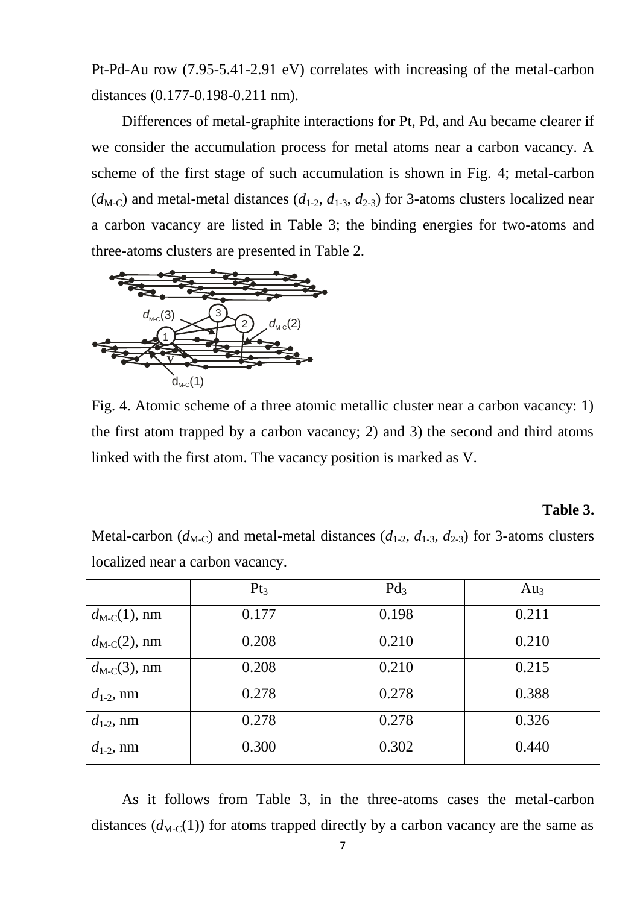Pt-Pd-Au row (7.95-5.41-2.91 eV) correlates with increasing of the metal-carbon distances (0.177-0.198-0.211 nm).

Differences of metal-graphite interactions for Pt, Pd, and Au became clearer if we consider the accumulation process for metal atoms near a carbon vacancy. A scheme of the first stage of such accumulation is shown in Fig. 4; metal-carbon ($d_{M\text{-}C}$) and metal-metal distances ($d_{1\text{-}2}$, $d_{1\text{-}3}$, $d_{2\text{-}3}$) for 3-atoms clusters localized near a carbon vacancy are listed in Table 3; the binding energies for two-atoms and three-atoms clusters are presented in Table 2.

$d_{M\text{-}C}$(3)

3

2

$d_{M\text{-}C}$(2)

1

V

$d_{M\text{-}C}$(1)

Fig. 4. Atomic scheme of a three atomic metallic cluster near a carbon vacancy: 1) the first atom trapped by a carbon vacancy; 2) and 3) the second and third atoms linked with the first atom. The vacancy position is marked as V.

**Table 3.**

Metal-carbon ($d_{M\text{-}C}$) and metal-metal distances ($d_{1\text{-}2}$, $d_{1\text{-}3}$, $d_{2\text{-}3}$) for 3-atoms clusters localized near a carbon vacancy.

| | $Pt_3$ | $Pd_3$ | $Au_3$ |
|---|---|---|---|
| $d_{M\text{-}C}(1)$, nm | 0.177 | 0.198 | 0.211 |
| $d_{M\text{-}C}(2)$, nm | 0.208 | 0.210 | 0.210 |
| $d_{M\text{-}C}(3)$, nm | 0.208 | 0.210 | 0.215 |
| $d_{1\text{-}2}$, nm | 0.278 | 0.278 | 0.388 |
| $d_{1\text{-}2}$, nm | 0.278 | 0.278 | 0.326 |
| $d_{1\text{-}2}$, nm | 0.300 | 0.302 | 0.440 |

As it follows from Table 3, in the three-atoms cases the metal-carbon distances ($d_{M\text{-}C}(1)$) for atoms trapped directly by a carbon vacancy are the same as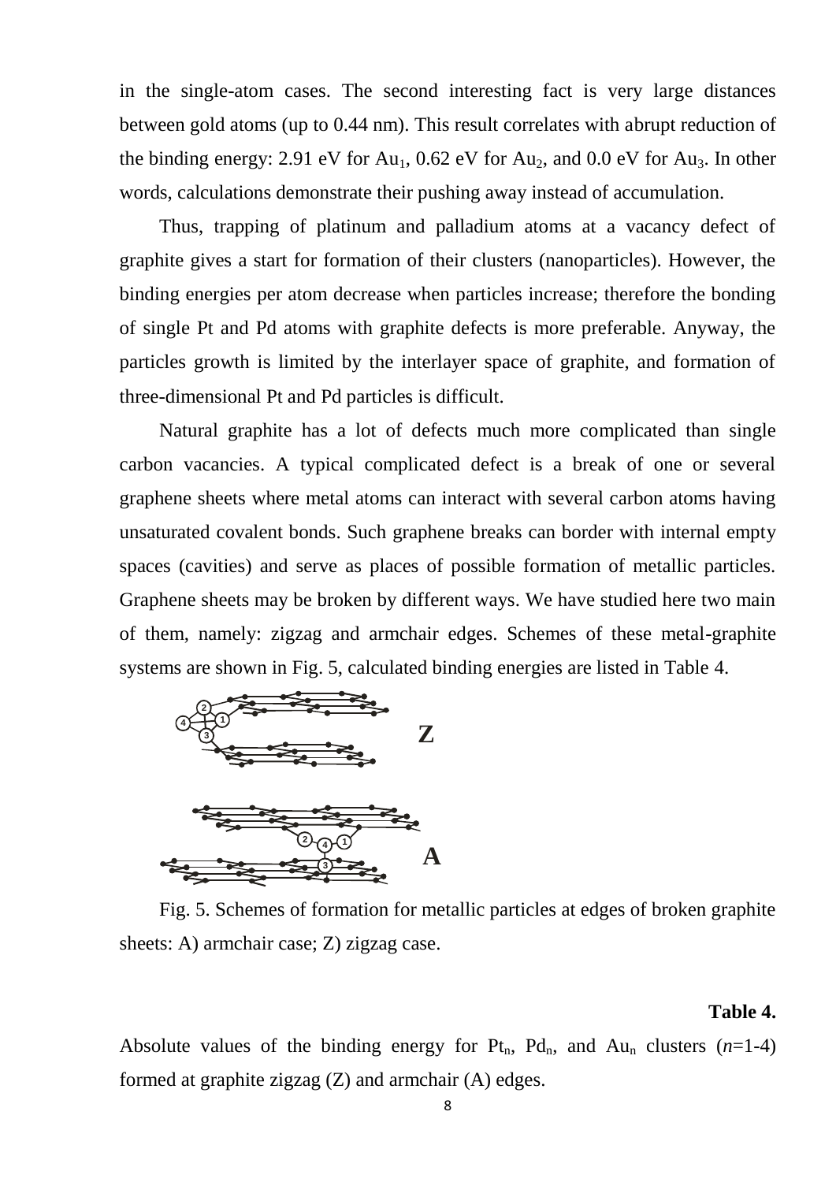in the single-atom cases. The second interesting fact is very large distances between gold atoms (up to 0.44 nm). This result correlates with abrupt reduction of the binding energy: 2.91 eV for $Au_1$, 0.62 eV for $Au_2$, and 0.0 eV for $Au_3$. In other words, calculations demonstrate their pushing away instead of accumulation.

Thus, trapping of platinum and palladium atoms at a vacancy defect of graphite gives a start for formation of their clusters (nanoparticles). However, the binding energies per atom decrease when particles increase; therefore the bonding of single Pt and Pd atoms with graphite defects is more preferable. Anyway, the particles growth is limited by the interlayer space of graphite, and formation of three-dimensional Pt and Pd particles is difficult.

Natural graphite has a lot of defects much more complicated than single carbon vacancies. A typical complicated defect is a break of one or several graphene sheets where metal atoms can interact with several carbon atoms having unsaturated covalent bonds. Such graphene breaks can border with internal empty spaces (cavities) and serve as places of possible formation of metallic particles. Graphene sheets may be broken by different ways. We have studied here two main of them, namely: zigzag and armchair edges. Schemes of these metal-graphite systems are shown in Fig. 5, calculated binding energies are listed in Table 4.

Z

A

Fig. 5. Schemes of formation for metallic particles at edges of broken graphite sheets: A) armchair case; Z) zigzag case.

**Table 4.**

Absolute values of the binding energy for $Pt_n$, $Pd_n$, and $Au_n$ clusters ($n$=1-4) formed at graphite zigzag (Z) and armchair (A) edges.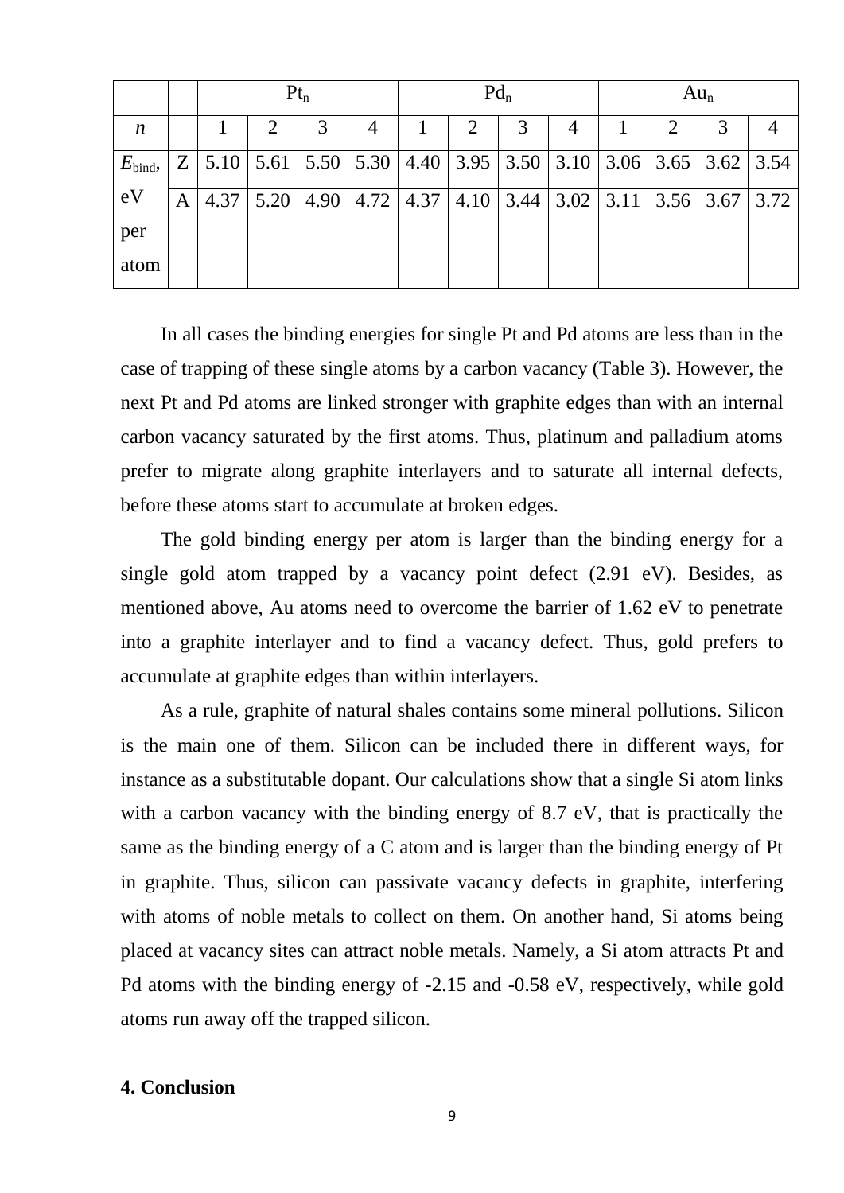| | | $Pt_n$ | | | | $Pd_n$ | | | | $Au_n$ | | | |
|---|---|---|---|---|---|---|---|---|---|---|---|---|---|
| $n$ | | 1 | 2 | 3 | 4 | 1 | 2 | 3 | 4 | 1 | 2 | 3 | 4 |
| $E_{bind}$, eV per atom | Z | 5.10 | 5.61 | 5.50 | 5.30 | 4.40 | 3.95 | 3.50 | 3.10 | 3.06 | 3.65 | 3.62 | 3.54 |
| | A | 4.37 | 5.20 | 4.90 | 4.72 | 4.37 | 4.10 | 3.44 | 3.02 | 3.11 | 3.56 | 3.67 | 3.72 |

In all cases the binding energies for single Pt and Pd atoms are less than in the case of trapping of these single atoms by a carbon vacancy (Table 3). However, the next Pt and Pd atoms are linked stronger with graphite edges than with an internal carbon vacancy saturated by the first atoms. Thus, platinum and palladium atoms prefer to migrate along graphite interlayers and to saturate all internal defects, before these atoms start to accumulate at broken edges.

The gold binding energy per atom is larger than the binding energy for a single gold atom trapped by a vacancy point defect (2.91 eV). Besides, as mentioned above, Au atoms need to overcome the barrier of 1.62 eV to penetrate into a graphite interlayer and to find a vacancy defect. Thus, gold prefers to accumulate at graphite edges than within interlayers.

As a rule, graphite of natural shales contains some mineral pollutions. Silicon is the main one of them. Silicon can be included there in different ways, for instance as a substitutable dopant. Our calculations show that a single Si atom links with a carbon vacancy with the binding energy of 8.7 eV, that is practically the same as the binding energy of a C atom and is larger than the binding energy of Pt in graphite. Thus, silicon can passivate vacancy defects in graphite, interfering with atoms of noble metals to collect on them. On another hand, Si atoms being placed at vacancy sites can attract noble metals. Namely, a Si atom attracts Pt and Pd atoms with the binding energy of -2.15 and -0.58 eV, respectively, while gold atoms run away off the trapped silicon.

## 4. Conclusion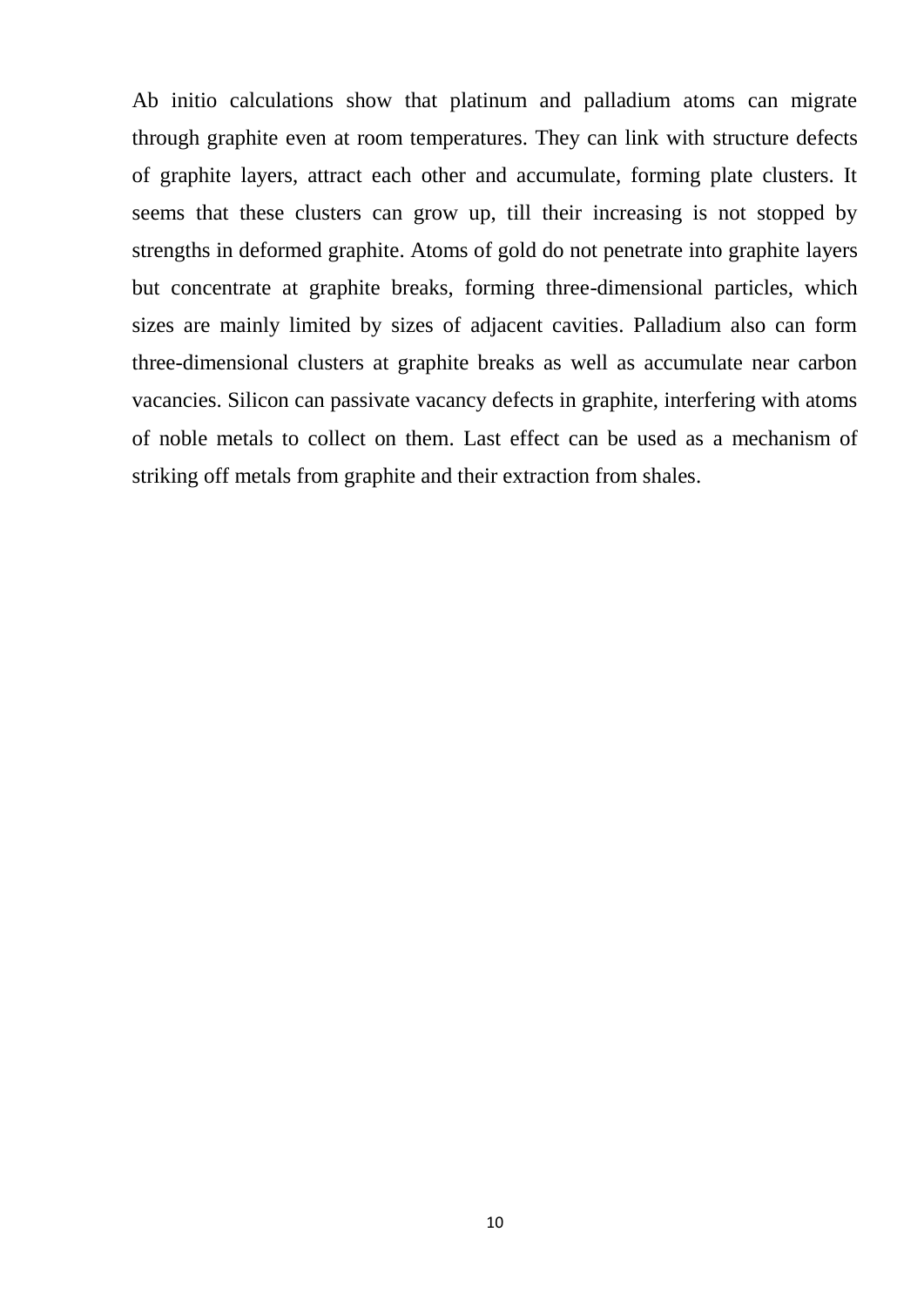Ab initio calculations show that platinum and palladium atoms can migrate through graphite even at room temperatures. They can link with structure defects of graphite layers, attract each other and accumulate, forming plate clusters. It seems that these clusters can grow up, till their increasing is not stopped by strengths in deformed graphite. Atoms of gold do not penetrate into graphite layers but concentrate at graphite breaks, forming three-dimensional particles, which sizes are mainly limited by sizes of adjacent cavities. Palladium also can form three-dimensional clusters at graphite breaks as well as accumulate near carbon vacancies. Silicon can passivate vacancy defects in graphite, interfering with atoms of noble metals to collect on them. Last effect can be used as a mechanism of striking off metals from graphite and their extraction from shales.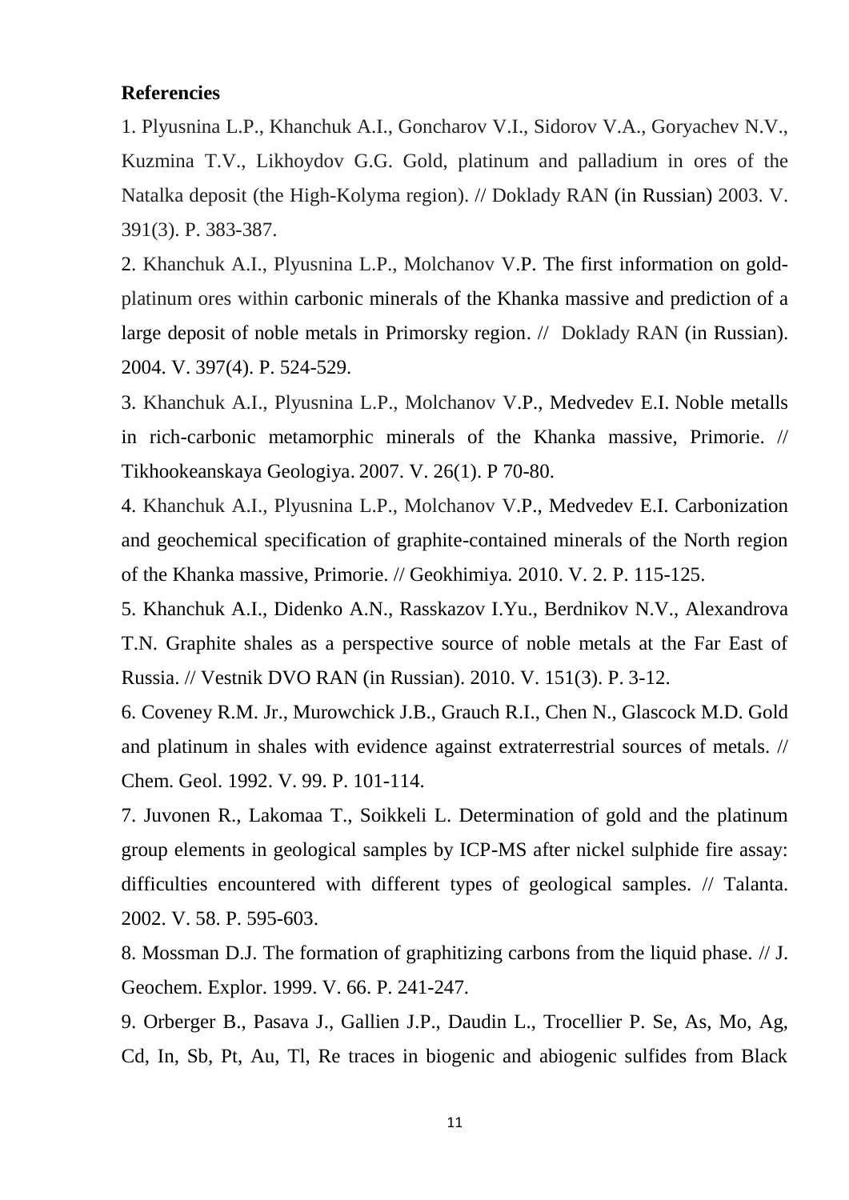**Referencies**

1. Plyusnina L.P., Khanchuk A.I., Goncharov V.I., Sidorov V.A., Goryachev N.V., Kuzmina T.V., Likhoydov G.G. Gold, platinum and palladium in ores of the Natalka deposit (the High-Kolyma region). // Doklady RAN (in Russian) 2003. V. 391(3). P. 383-387.

2. Khanchuk A.I., Plyusnina L.P., Molchanov V.P. The first information on gold-platinum ores within carbonic minerals of the Khanka massive and prediction of a large deposit of noble metals in Primorsky region. // Doklady RAN (in Russian). 2004. V. 397(4). P. 524-529.

3. Khanchuk A.I., Plyusnina L.P., Molchanov V.P., Medvedev E.I. Noble metalls in rich-carbonic metamorphic minerals of the Khanka massive, Primorie. // Tikhookeanskaya Geologiya. 2007. V. 26(1). P 70-80.

4. Khanchuk A.I., Plyusnina L.P., Molchanov V.P., Medvedev E.I. Carbonization and geochemical specification of graphite-contained minerals of the North region of the Khanka massive, Primorie. // Geokhimiya. 2010. V. 2. P. 115-125.

5. Khanchuk A.I., Didenko A.N., Rasskazov I.Yu., Berdnikov N.V., Alexandrova T.N. Graphite shales as a perspective source of noble metals at the Far East of Russia. // Vestnik DVO RAN (in Russian). 2010. V. 151(3). P. 3-12.

6. Coveney R.M. Jr., Murowchick J.B., Grauch R.I., Chen N., Glascock M.D. Gold and platinum in shales with evidence against extraterrestrial sources of metals. // Chem. Geol. 1992. V. 99. P. 101-114.

7. Juvonen R., Lakomaa T., Soikkeli L. Determination of gold and the platinum group elements in geological samples by ICP-MS after nickel sulphide fire assay: difficulties encountered with different types of geological samples. // Talanta. 2002. V. 58. P. 595-603.

8. Mossman D.J. The formation of graphitizing carbons from the liquid phase. // J. Geochem. Explor. 1999. V. 66. P. 241-247.

9. Orberger B., Pasava J., Gallien J.P., Daudin L., Trocellier P. Se, As, Mo, Ag, Cd, In, Sb, Pt, Au, Tl, Re traces in biogenic and abiogenic sulfides from Black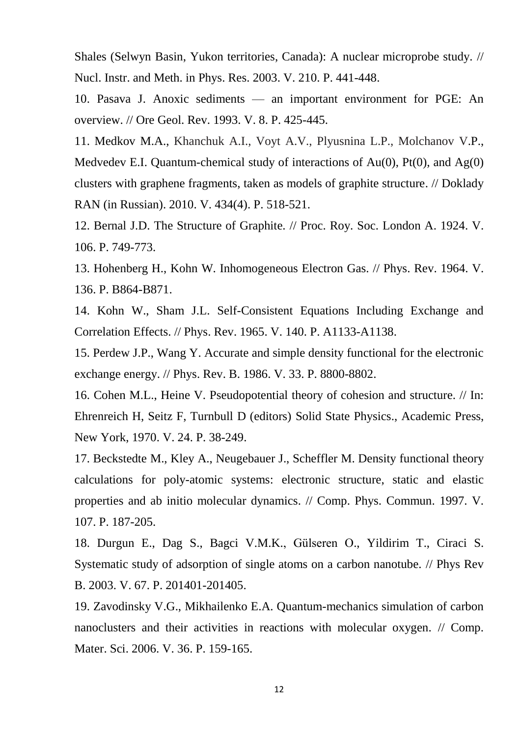Shales (Selwyn Basin, Yukon territories, Canada): A nuclear microprobe study. // Nucl. Instr. and Meth. in Phys. Res. 2003. V. 210. P. 441-448.

10. Pasava J. Anoxic sediments — an important environment for PGE: An overview. // Ore Geol. Rev. 1993. V. 8. P. 425-445.

11. Medkov M.A., Khanchuk A.I., Voyt A.V., Plyusnina L.P., Molchanov V.P., Medvedev E.I. Quantum-chemical study of interactions of Au(0), Pt(0), and Ag(0) clusters with graphene fragments, taken as models of graphite structure. // Doklady RAN (in Russian). 2010. V. 434(4). P. 518-521.

12. Bernal J.D. The Structure of Graphite. // Proc. Roy. Soc. London A. 1924. V. 106. P. 749-773.

13. Hohenberg H., Kohn W. Inhomogeneous Electron Gas. // Phys. Rev. 1964. V. 136. P. B864-B871.

14. Kohn W., Sham J.L. Self-Consistent Equations Including Exchange and Correlation Effects. // Phys. Rev. 1965. V. 140. P. A1133-A1138.

15. Perdew J.P., Wang Y. Accurate and simple density functional for the electronic exchange energy. // Phys. Rev. B. 1986. V. 33. P. 8800-8802.

16. Cohen M.L., Heine V. Pseudopotential theory of cohesion and structure. // In: Ehrenreich H, Seitz F, Turnbull D (editors) Solid State Physics., Academic Press, New York, 1970. V. 24. P. 38-249.

17. Beckstedte M., Kley A., Neugebauer J., Scheffler M. Density functional theory calculations for poly-atomic systems: electronic structure, static and elastic properties and ab initio molecular dynamics. // Comp. Phys. Commun. 1997. V. 107. P. 187-205.

18. Durgun E., Dag S., Bagci V.M.K., Gülseren O., Yildirim T., Ciraci S. Systematic study of adsorption of single atoms on a carbon nanotube. // Phys Rev B. 2003. V. 67. P. 201401-201405.

19. Zavodinsky V.G., Mikhailenko E.A. Quantum-mechanics simulation of carbon nanoclusters and their activities in reactions with molecular oxygen. // Comp. Mater. Sci. 2006. V. 36. P. 159-165.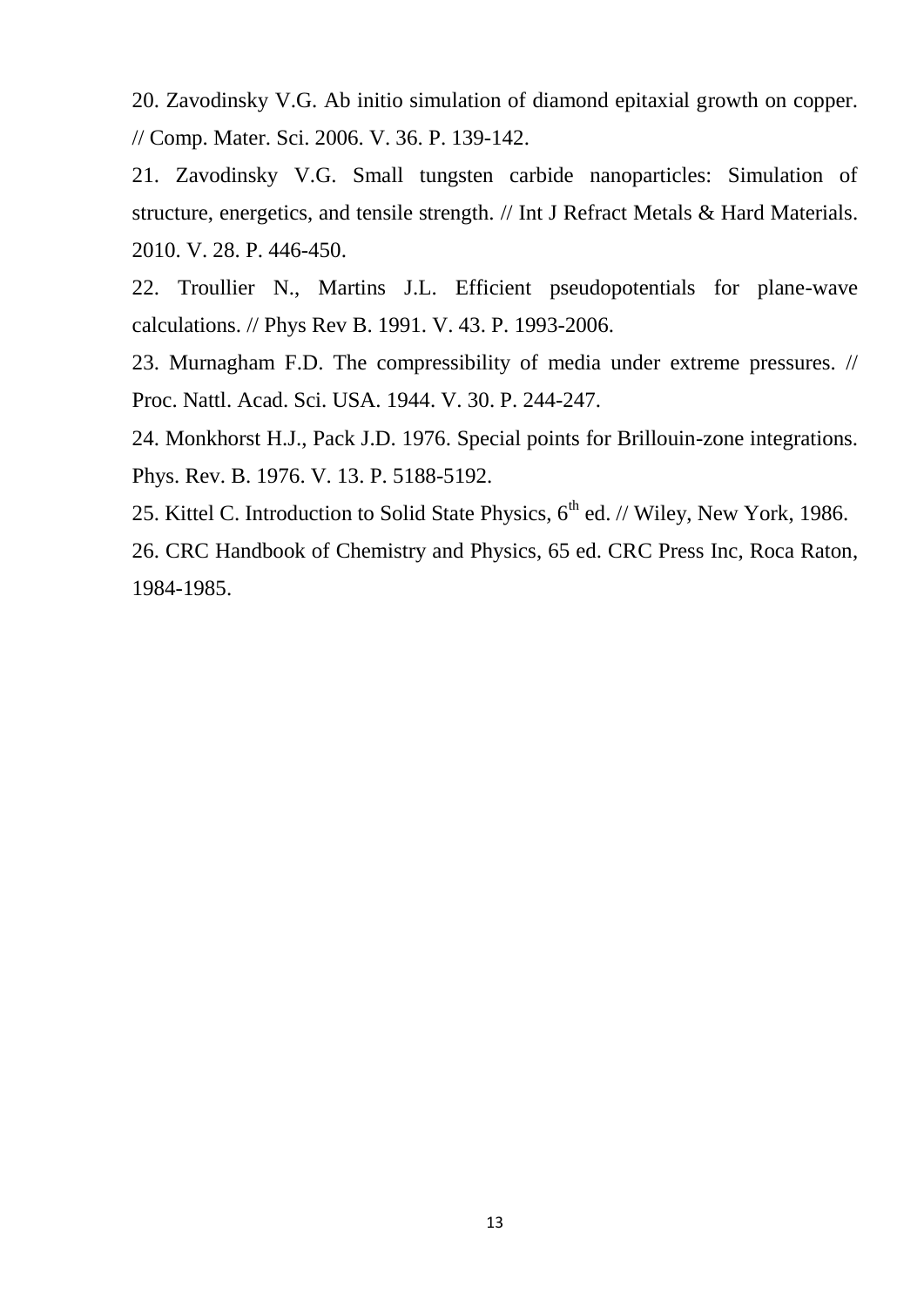20. Zavodinsky V.G. Ab initio simulation of diamond epitaxial growth on copper. // Comp. Mater. Sci. 2006. V. 36. P. 139-142.

21. Zavodinsky V.G. Small tungsten carbide nanoparticles: Simulation of structure, energetics, and tensile strength. // Int J Refract Metals & Hard Materials. 2010. V. 28. P. 446-450.

22. Troullier N., Martins J.L. Efficient pseudopotentials for plane-wave calculations. // Phys Rev B. 1991. V. 43. P. 1993-2006.

23. Murnagham F.D. The compressibility of media under extreme pressures. // Proc. Nattl. Acad. Sci. USA. 1944. V. 30. P. 244-247.

24. Monkhorst H.J., Pack J.D. 1976. Special points for Brillouin-zone integrations. Phys. Rev. B. 1976. V. 13. P. 5188-5192.

25. Kittel C. Introduction to Solid State Physics, 6$^{th}$ ed. // Wiley, New York, 1986.

26. CRC Handbook of Chemistry and Physics, 65 ed. CRC Press Inc, Roca Raton, 1984-1985.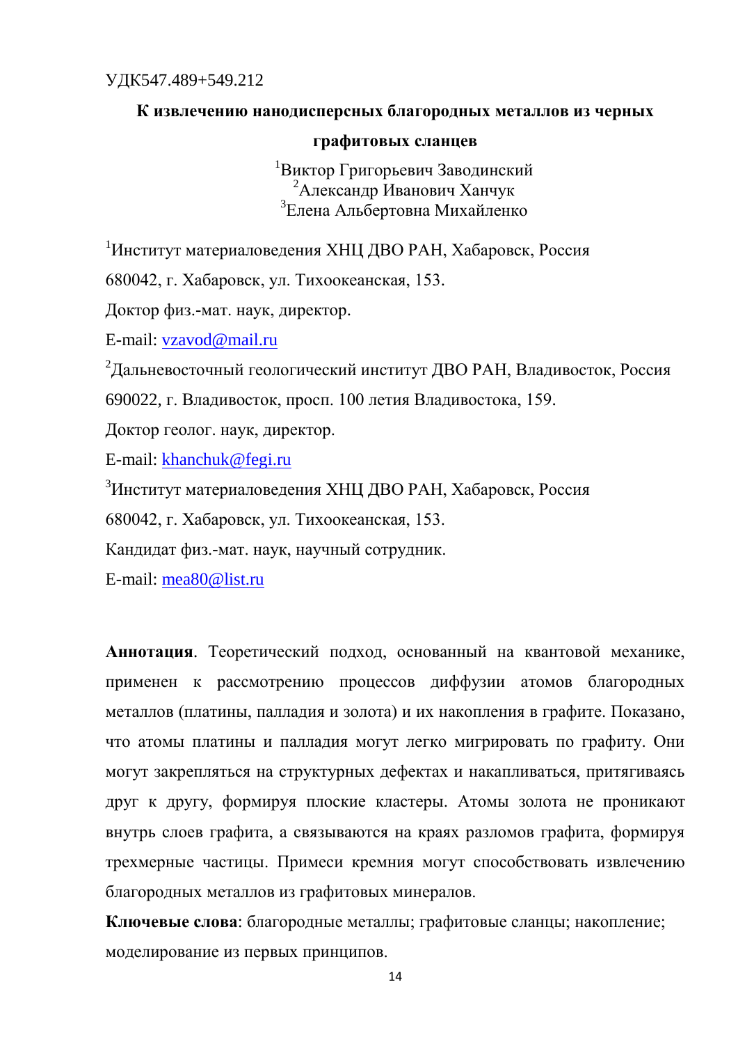УДК547.489+549.212

# К извлечению нанодисперсных благородных металлов из черных графитовых сланцев

[1]Виктор Григорьевич Заводинский
[2]Александр Иванович Ханчук
[3]Елена Альбертовна Михайленко

[1]Институт материаловедения ХНЦ ДВО РАН, Хабаровск, Россия

680042, г. Хабаровск, ул. Тихоокеанская, 153.

Доктор физ.-мат. наук, директор.

E-mail: vzavod@mail.ru

[2]Дальневосточный геологический институт ДВО РАН, Владивосток, Россия

690022, г. Владивосток, просп. 100 летия Владивостока, 159.

Доктор геолог. наук, директор.

E-mail: khanchuk@fegi.ru

[3]Институт материаловедения ХНЦ ДВО РАН, Хабаровск, Россия

680042, г. Хабаровск, ул. Тихоокеанская, 153.

Кандидат физ.-мат. наук, научный сотрудник.

E-mail: mea80@list.ru

**Аннотация**. Теоретический подход, основанный на квантовой механике, применен к рассмотрению процессов диффузии атомов благородных металлов (платины, палладия и золота) и их накопления в графите. Показано, что атомы платины и палладия могут легко мигрировать по графиту. Они могут закрепляться на структурных дефектах и накапливаться, притягиваясь друг к другу, формируя плоские кластеры. Атомы золота не проникают внутрь слоев графита, а связываются на краях разломов графита, формируя трехмерные частицы. Примеси кремния могут способствовать извлечению благородных металлов из графитовых минералов.

**Ключевые слова**: благородные металлы; графитовые сланцы; накопление; моделирование из первых принципов.